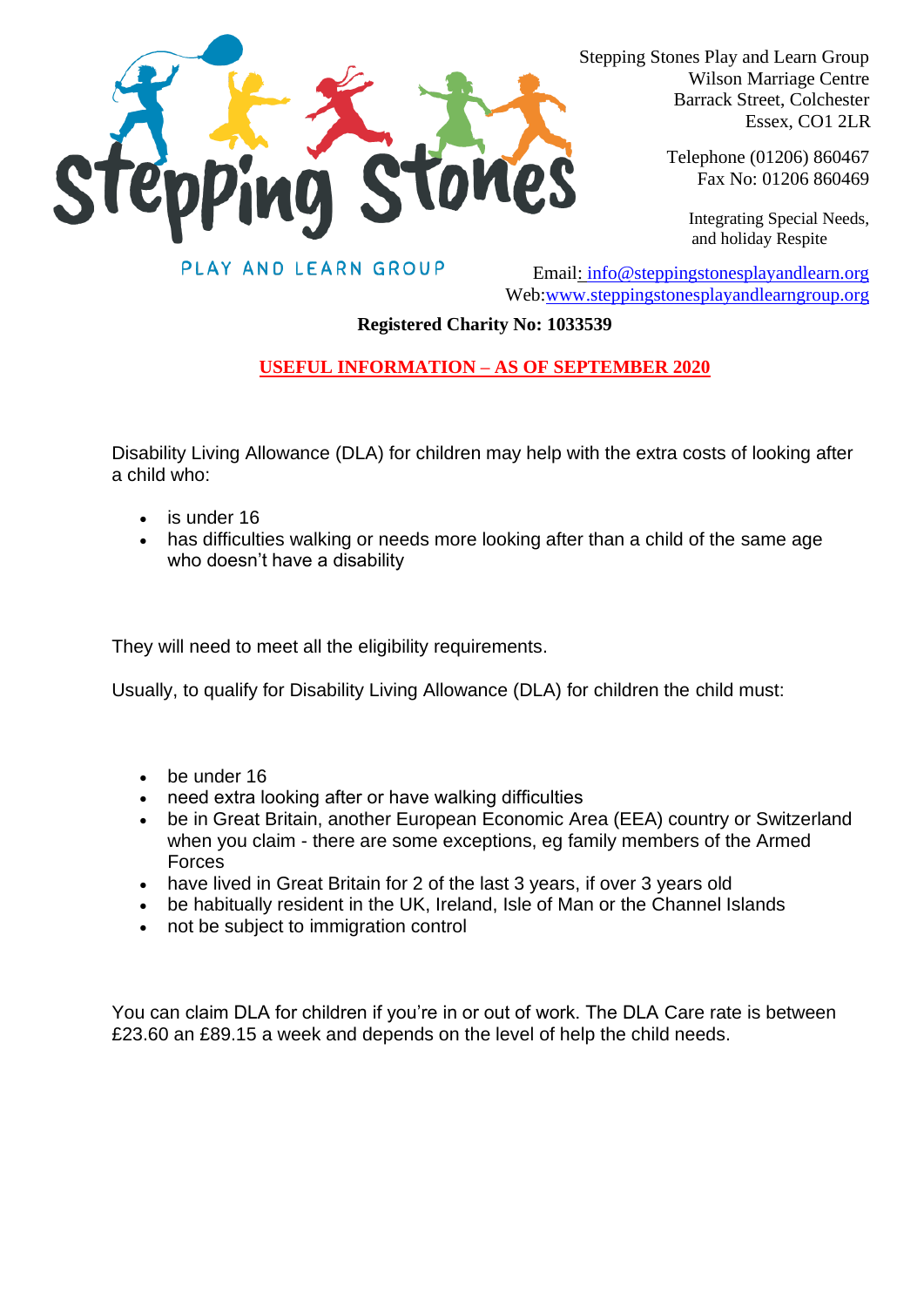Stepping Stones Play and Learn Group
Wilson Marriage Centre
Barrack Street, Colchester
Essex, CO1 2LR

Telephone (01206) 860467
Fax No: 01206 860469

Integrating Special Needs, and holiday Respite

PLAY AND LEARN GROUP

Email: info@steppingstonesplayandlearn.org
Web: www.steppingstonesplayandlearngroup.org

**Registered Charity No: 1033539**

## USEFUL INFORMATION – AS OF SEPTEMBER 2020

Disability Living Allowance (DLA) for children may help with the extra costs of looking after a child who:

- is under 16
- has difficulties walking or needs more looking after than a child of the same age who doesn't have a disability

They will need to meet all the eligibility requirements.

Usually, to qualify for Disability Living Allowance (DLA) for children the child must:

- be under 16
- need extra looking after or have walking difficulties
- be in Great Britain, another European Economic Area (EEA) country or Switzerland when you claim - there are some exceptions, eg family members of the Armed Forces
- have lived in Great Britain for 2 of the last 3 years, if over 3 years old
- be habitually resident in the UK, Ireland, Isle of Man or the Channel Islands
- not be subject to immigration control

You can claim DLA for children if you're in or out of work. The DLA Care rate is between £23.60 an £89.15 a week and depends on the level of help the child needs.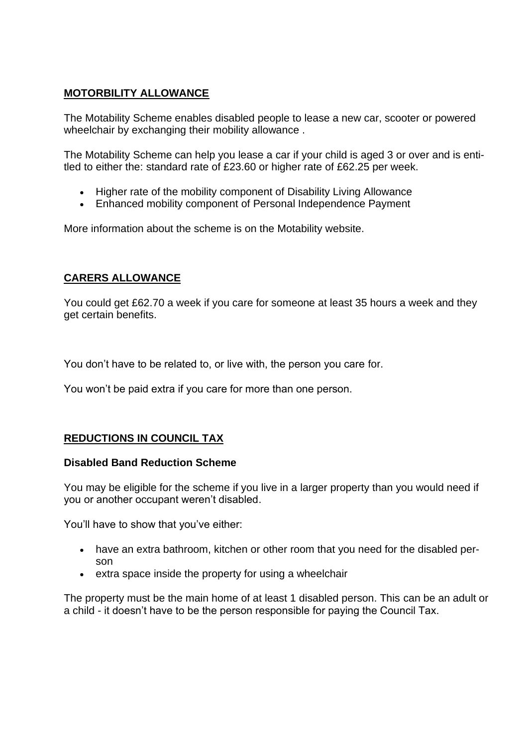## **MOTORBILITY ALLOWANCE**

The Motability Scheme enables disabled people to lease a new car, scooter or powered wheelchair by exchanging their mobility allowance .

The Motability Scheme can help you lease a car if your child is aged 3 or over and is entitled to either the: standard rate of £23.60 or higher rate of £62.25 per week.

- Higher rate of the mobility component of Disability Living Allowance
- Enhanced mobility component of Personal Independence Payment

More information about the scheme is on the Motability website.

## **CARERS ALLOWANCE**

You could get £62.70 a week if you care for someone at least 35 hours a week and they get certain benefits.

You don't have to be related to, or live with, the person you care for.

You won't be paid extra if you care for more than one person.

## **REDUCTIONS IN COUNCIL TAX**

### **Disabled Band Reduction Scheme**

You may be eligible for the scheme if you live in a larger property than you would need if you or another occupant weren't disabled.

You'll have to show that you've either:

- have an extra bathroom, kitchen or other room that you need for the disabled person
- extra space inside the property for using a wheelchair

The property must be the main home of at least 1 disabled person. This can be an adult or a child - it doesn't have to be the person responsible for paying the Council Tax.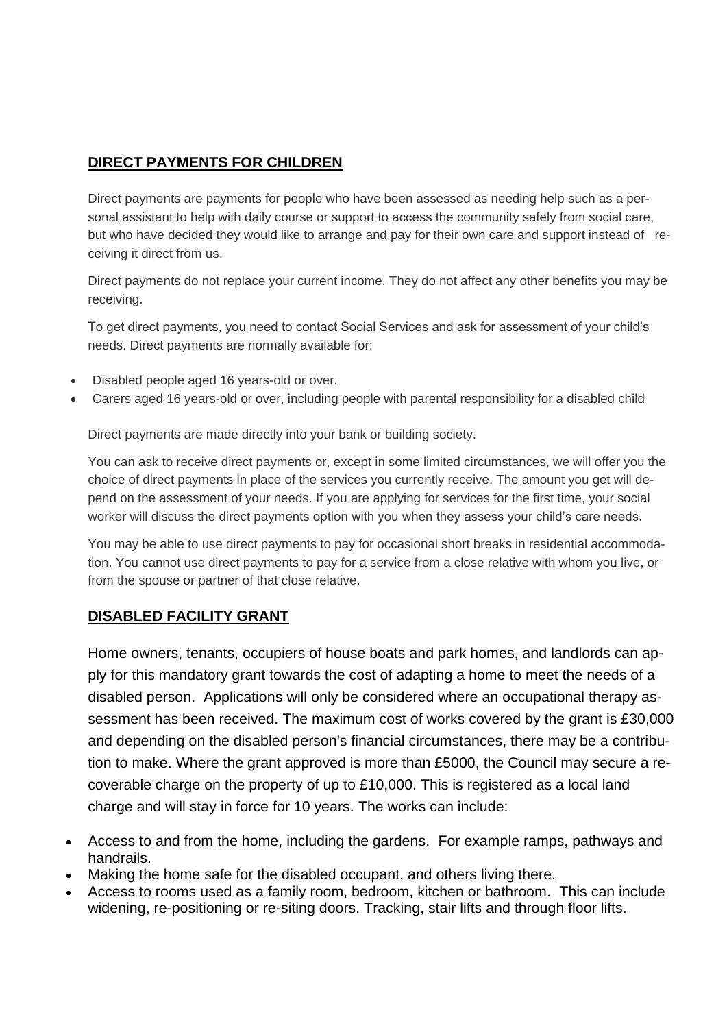## DIRECT PAYMENTS FOR CHILDREN

Direct payments are payments for people who have been assessed as needing help such as a personal assistant to help with daily course or support to access the community safely from social care, but who have decided they would like to arrange and pay for their own care and support instead of receiving it direct from us.

Direct payments do not replace your current income. They do not affect any other benefits you may be receiving.

To get direct payments, you need to contact Social Services and ask for assessment of your child's needs. Direct payments are normally available for:

- Disabled people aged 16 years-old or over.
- Carers aged 16 years-old or over, including people with parental responsibility for a disabled child

Direct payments are made directly into your bank or building society.

You can ask to receive direct payments or, except in some limited circumstances, we will offer you the choice of direct payments in place of the services you currently receive. The amount you get will depend on the assessment of your needs. If you are applying for services for the first time, your social worker will discuss the direct payments option with you when they assess your child's care needs.

You may be able to use direct payments to pay for occasional short breaks in residential accommodation. You cannot use direct payments to pay for a service from a close relative with whom you live, or from the spouse or partner of that close relative.

## DISABLED FACILITY GRANT

Home owners, tenants, occupiers of house boats and park homes, and landlords can apply for this mandatory grant towards the cost of adapting a home to meet the needs of a disabled person. Applications will only be considered where an occupational therapy assessment has been received. The maximum cost of works covered by the grant is £30,000 and depending on the disabled person's financial circumstances, there may be a contribution to make. Where the grant approved is more than £5000, the Council may secure a recoverable charge on the property of up to £10,000. This is registered as a local land charge and will stay in force for 10 years. The works can include:

- Access to and from the home, including the gardens. For example ramps, pathways and handrails.
- Making the home safe for the disabled occupant, and others living there.
- Access to rooms used as a family room, bedroom, kitchen or bathroom. This can include widening, re-positioning or re-siting doors. Tracking, stair lifts and through floor lifts.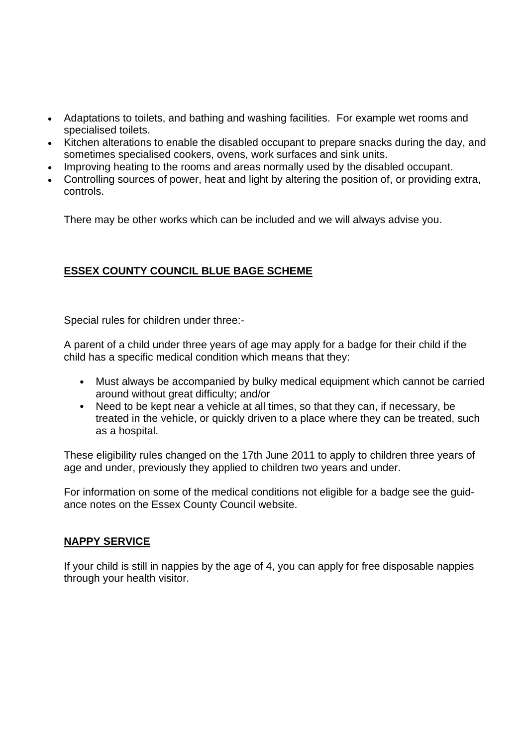- Adaptations to toilets, and bathing and washing facilities.  For example wet rooms and specialised toilets.
- Kitchen alterations to enable the disabled occupant to prepare snacks during the day, and sometimes specialised cookers, ovens, work surfaces and sink units.
- Improving heating to the rooms and areas normally used by the disabled occupant.
- Controlling sources of power, heat and light by altering the position of, or providing extra, controls.

There may be other works which can be included and we will always advise you.

## ESSEX COUNTY COUNCIL BLUE BAGE SCHEME

Special rules for children under three:-

A parent of a child under three years of age may apply for a badge for their child if the child has a specific medical condition which means that they:

- Must always be accompanied by bulky medical equipment which cannot be carried around without great difficulty; and/or
- Need to be kept near a vehicle at all times, so that they can, if necessary, be treated in the vehicle, or quickly driven to a place where they can be treated, such as a hospital.

These eligibility rules changed on the 17th June 2011 to apply to children three years of age and under, previously they applied to children two years and under.

For information on some of the medical conditions not eligible for a badge see the guidance notes on the Essex County Council website.

## NAPPY SERVICE

If your child is still in nappies by the age of 4, you can apply for free disposable nappies through your health visitor.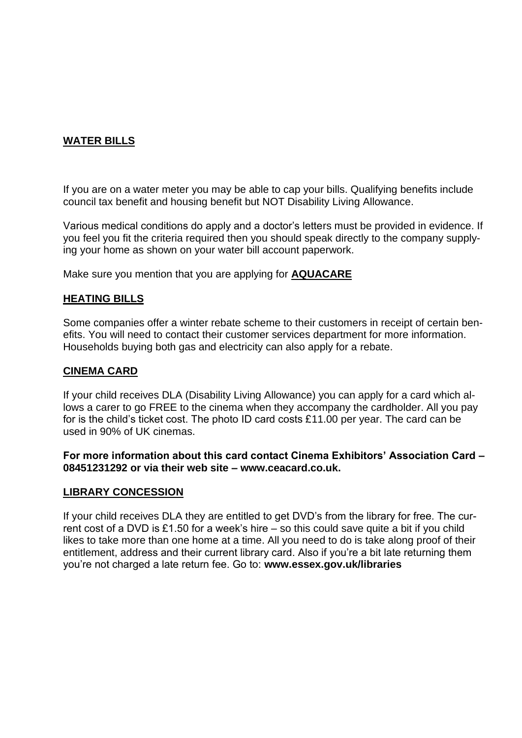## WATER BILLS

If you are on a water meter you may be able to cap your bills. Qualifying benefits include council tax benefit and housing benefit but NOT Disability Living Allowance.

Various medical conditions do apply and a doctor's letters must be provided in evidence. If you feel you fit the criteria required then you should speak directly to the company supplying your home as shown on your water bill account paperwork.

Make sure you mention that you are applying for **AQUACARE**

## HEATING BILLS

Some companies offer a winter rebate scheme to their customers in receipt of certain benefits. You will need to contact their customer services department for more information. Households buying both gas and electricity can also apply for a rebate.

## CINEMA CARD

If your child receives DLA (Disability Living Allowance) you can apply for a card which allows a carer to go FREE to the cinema when they accompany the cardholder. All you pay for is the child's ticket cost. The photo ID card costs £11.00 per year. The card can be used in 90% of UK cinemas.

**For more information about this card contact Cinema Exhibitors' Association Card – 08451231292 or via their web site – www.ceacard.co.uk.**

## LIBRARY CONCESSION

If your child receives DLA they are entitled to get DVD's from the library for free. The current cost of a DVD is £1.50 for a week's hire – so this could save quite a bit if you child likes to take more than one home at a time. All you need to do is take along proof of their entitlement, address and their current library card. Also if you're a bit late returning them you're not charged a late return fee. Go to: **www.essex.gov.uk/libraries**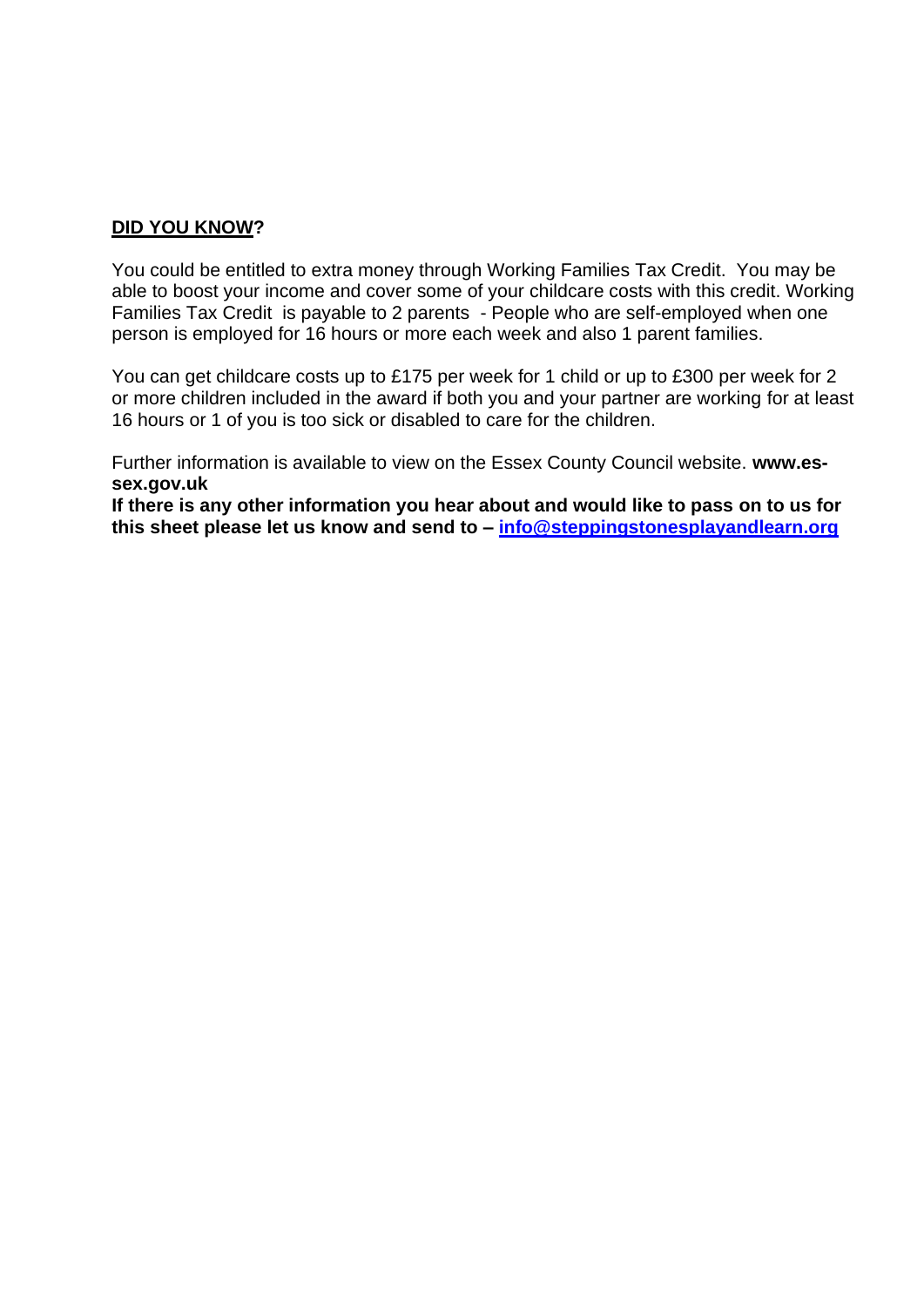**DID YOU KNOW?**

You could be entitled to extra money through Working Families Tax Credit. You may be able to boost your income and cover some of your childcare costs with this credit. Working Families Tax Credit is payable to 2 parents - People who are self-employed when one person is employed for 16 hours or more each week and also 1 parent families.

You can get childcare costs up to £175 per week for 1 child or up to £300 per week for 2 or more children included in the award if both you and your partner are working for at least 16 hours or 1 of you is too sick or disabled to care for the children.

Further information is available to view on the Essex County Council website. **www.essex.gov.uk**

**If there is any other information you hear about and would like to pass on to us for this sheet please let us know and send to – info@steppingstonesplayandlearn.org**